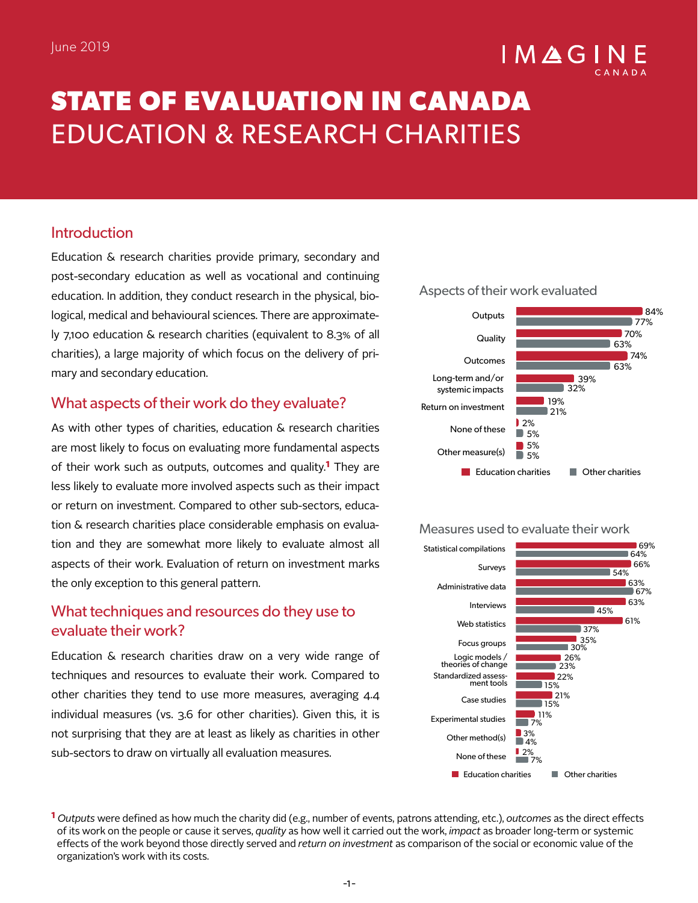June 2019

# STATE OF EVALUATION IN CANADA
## EDUCATION & RESEARCH CHARITIES

### Introduction

Education & research charities provide primary, secondary and post-secondary education as well as vocational and continuing education. In addition, they conduct research in the physical, biological, medical and behavioural sciences. There are approximately 7,100 education & research charities (equivalent to 8.3% of all charities), a large majority of which focus on the delivery of primary and secondary education.

### What aspects of their work do they evaluate?

As with other types of charities, education & research charities are most likely to focus on evaluating more fundamental aspects of their work such as outputs, outcomes and quality.[1] They are less likely to evaluate more involved aspects such as their impact or return on investment. Compared to other sub-sectors, education & research charities place considerable emphasis on evaluation and they are somewhat more likely to evaluate almost all aspects of their work. Evaluation of return on investment marks the only exception to this general pattern.

**Aspects of their work evaluated**

| Aspect | Education charities | Other charities |
|---|---|---|
| Outputs | 84% | 77% |
| Quality | 70% | 63% |
| Outcomes | 74% | 63% |
| Long-term and/or systemic impacts | 39% | 32% |
| Return on investment | 19% | 21% |
| None of these | 2% | 5% |
| Other measure(s) | 5% | 5% |

### What techniques and resources do they use to evaluate their work?

Education & research charities draw on a very wide range of techniques and resources to evaluate their work. Compared to other charities they tend to use more measures, averaging 4.4 individual measures (vs. 3.6 for other charities). Given this, it is not surprising that they are at least as likely as charities in other sub-sectors to draw on virtually all evaluation measures.

**Measures used to evaluate their work**

| Measure | Education charities | Other charities |
|---|---|---|
| Statistical compilations | 69% | 64% |
| Surveys | 66% | 54% |
| Administrative data | 63% | 67% |
| Interviews | 63% | 45% |
| Web statistics | 61% | 37% |
| Focus groups | 35% | 30% |
| Logic models / theories of change | 26% | 23% |
| Standardized assessment tools | 22% | 15% |
| Case studies | 21% | 15% |
| Experimental studies | 11% | 7% |
| Other method(s) | 3% | 4% |
| None of these | 2% | 7% |

[1] *Outputs* were defined as how much the charity did (e.g., number of events, patrons attending, etc.), *outcomes* as the direct effects of its work on the people or cause it serves, *quality* as how well it carried out the work, *impact* as broader long-term or systemic effects of the work beyond those directly served and *return on investment* as comparison of the social or economic value of the organization's work with its costs.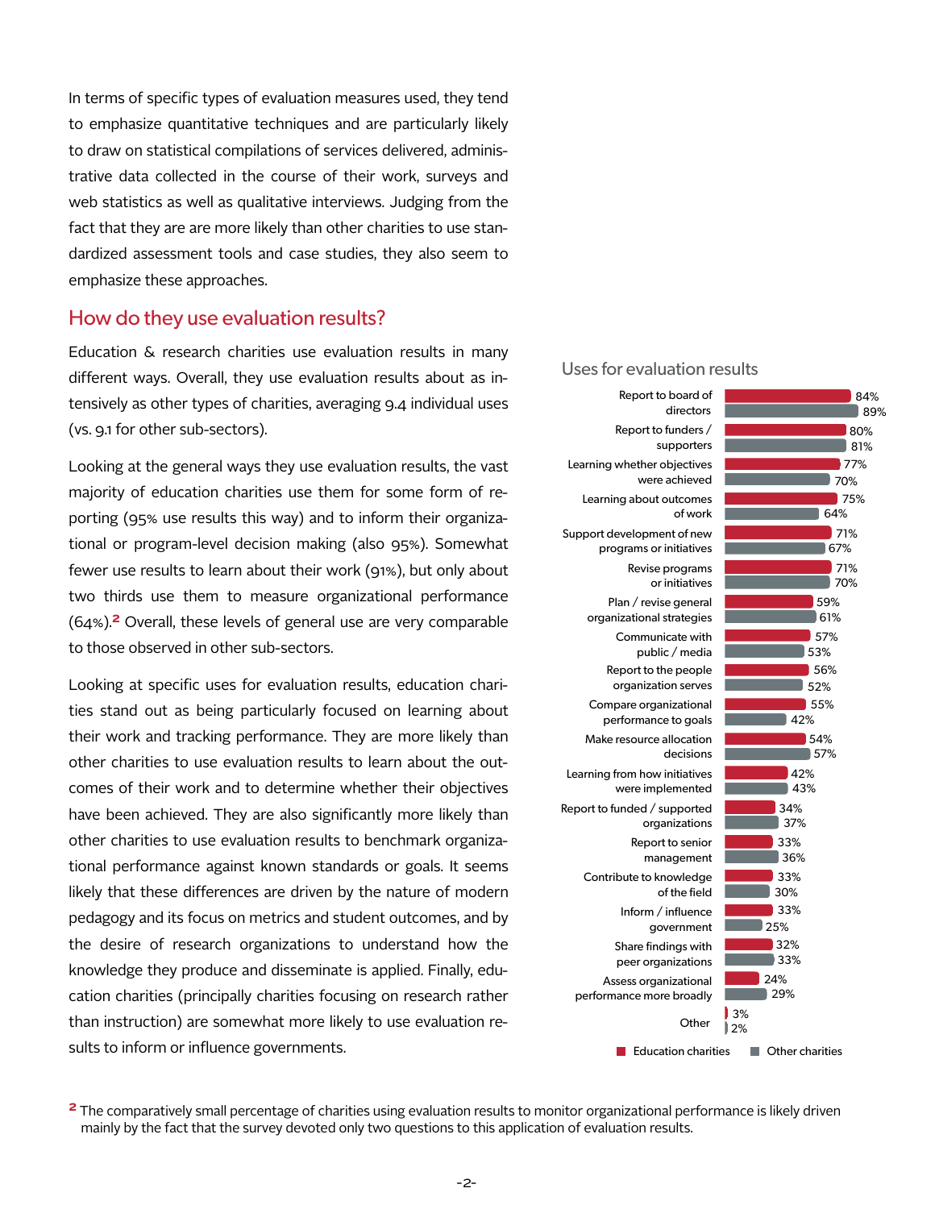In terms of specific types of evaluation measures used, they tend to emphasize quantitative techniques and are particularly likely to draw on statistical compilations of services delivered, administrative data collected in the course of their work, surveys and web statistics as well as qualitative interviews. Judging from the fact that they are are more likely than other charities to use standardized assessment tools and case studies, they also seem to emphasize these approaches.

## How do they use evaluation results?

Education & research charities use evaluation results in many different ways. Overall, they use evaluation results about as intensively as other types of charities, averaging 9.4 individual uses (vs. 9.1 for other sub-sectors).

Looking at the general ways they use evaluation results, the vast majority of education charities use them for some form of reporting (95% use results this way) and to inform their organizational or program-level decision making (also 95%). Somewhat fewer use results to learn about their work (91%), but only about two thirds use them to measure organizational performance (64%).[2] Overall, these levels of general use are very comparable to those observed in other sub-sectors.

Looking at specific uses for evaluation results, education charities stand out as being particularly focused on learning about their work and tracking performance. They are more likely than other charities to use evaluation results to learn about the outcomes of their work and to determine whether their objectives have been achieved. They are also significantly more likely than other charities to use evaluation results to benchmark organizational performance against known standards or goals. It seems likely that these differences are driven by the nature of modern pedagogy and its focus on metrics and student outcomes, and by the desire of research organizations to understand how the knowledge they produce and disseminate is applied. Finally, education charities (principally charities focusing on research rather than instruction) are somewhat more likely to use evaluation results to inform or influence governments.

### Uses for evaluation results

| Use | Education charities | Other charities |
|---|---|---|
| Report to board of directors | 84% | 89% |
| Report to funders / supporters | 80% | 81% |
| Learning whether objectives were achieved | 77% | 70% |
| Learning about outcomes of work | 75% | 64% |
| Support development of new programs or initiatives | 71% | 67% |
| Revise programs or initiatives | 71% | 70% |
| Plan / revise general organizational strategies | 59% | 61% |
| Communicate with public / media | 57% | 53% |
| Report to the people organization serves | 56% | 52% |
| Compare organizational performance to goals | 55% | 42% |
| Make resource allocation decisions | 54% | 57% |
| Learning from how initiatives were implemented | 42% | 43% |
| Report to funded / supported organizations | 34% | 37% |
| Report to senior management | 33% | 36% |
| Contribute to knowledge of the field | 33% | 30% |
| Inform / influence government | 33% | 25% |
| Share findings with peer organizations | 32% | 33% |
| Assess organizational performance more broadly | 24% | 29% |
| Other | 3% | 2% |

[2] The comparatively small percentage of charities using evaluation results to monitor organizational performance is likely driven mainly by the fact that the survey devoted only two questions to this application of evaluation results.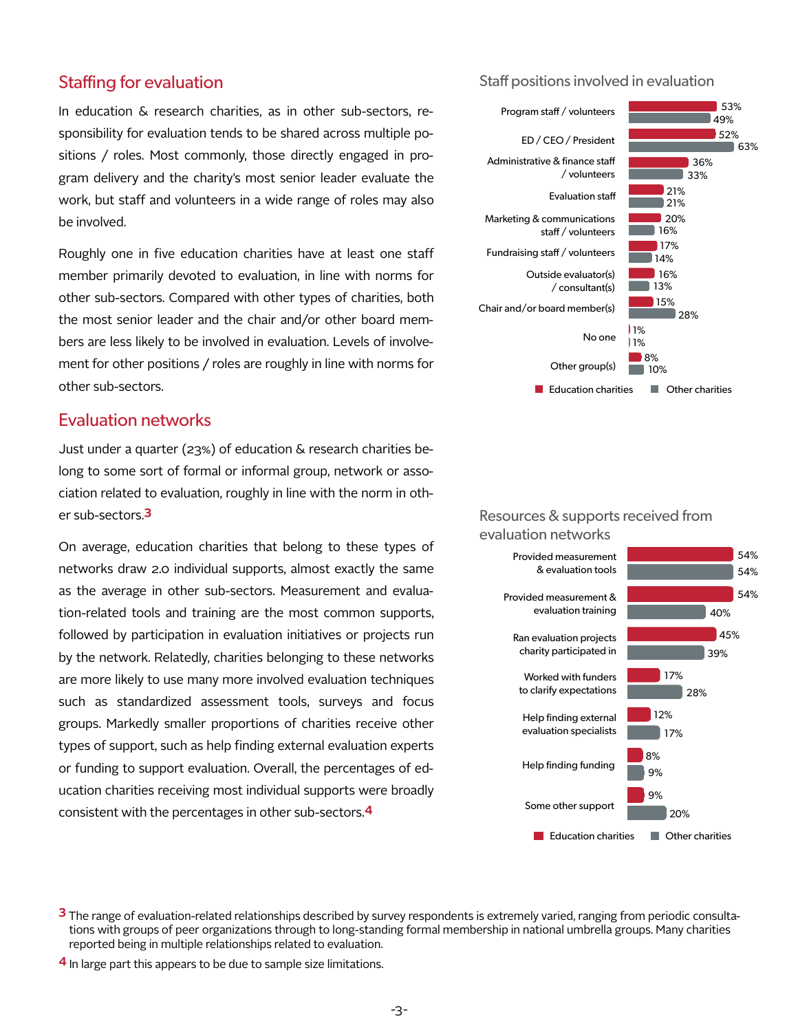## Staffing for evaluation

In education & research charities, as in other sub-sectors, responsibility for evaluation tends to be shared across multiple positions / roles. Most commonly, those directly engaged in program delivery and the charity's most senior leader evaluate the work, but staff and volunteers in a wide range of roles may also be involved.

Roughly one in five education charities have at least one staff member primarily devoted to evaluation, in line with norms for other sub-sectors. Compared with other types of charities, both the most senior leader and the chair and/or other board members are less likely to be involved in evaluation. Levels of involvement for other positions / roles are roughly in line with norms for other sub-sectors.

## Evaluation networks

Just under a quarter (23%) of education & research charities belong to some sort of formal or informal group, network or association related to evaluation, roughly in line with the norm in other sub-sectors.[3]

On average, education charities that belong to these types of networks draw 2.0 individual supports, almost exactly the same as the average in other sub-sectors. Measurement and evaluation-related tools and training are the most common supports, followed by participation in evaluation initiatives or projects run by the network. Relatedly, charities belonging to these networks are more likely to use many more involved evaluation techniques such as standardized assessment tools, surveys and focus groups. Markedly smaller proportions of charities receive other types of support, such as help finding external evaluation experts or funding to support evaluation. Overall, the percentages of education charities receiving most individual supports were broadly consistent with the percentages in other sub-sectors.[4]

### Staff positions involved in evaluation

| Position | Education charities | Other charities |
|---|---|---|
| Program staff / volunteers | 53% | 49% |
| ED / CEO / President | 52% | 63% |
| Administrative & finance staff / volunteers | 36% | 33% |
| Evaluation staff | 21% | 21% |
| Marketing & communications staff / volunteers | 20% | 16% |
| Fundraising staff / volunteers | 17% | 14% |
| Outside evaluator(s) / consultant(s) | 16% | 13% |
| Chair and/or board member(s) | 15% | 28% |
| No one | 1% | 1% |
| Other group(s) | 8% | 10% |

### Resources & supports received from evaluation networks

| Support | Education charities | Other charities |
|---|---|---|
| Provided measurement & evaluation tools | 54% | 54% |
| Provided measurement & evaluation training | 54% | 40% |
| Ran evaluation projects charity participated in | 45% | 39% |
| Worked with funders to clarify expectations | 17% | 28% |
| Help finding external evaluation specialists | 12% | 17% |
| Help finding funding | 8% | 9% |
| Some other support | 9% | 20% |

[3] The range of evaluation-related relationships described by survey respondents is extremely varied, ranging from periodic consultations with groups of peer organizations through to long-standing formal membership in national umbrella groups. Many charities reported being in multiple relationships related to evaluation.

[4] In large part this appears to be due to sample size limitations.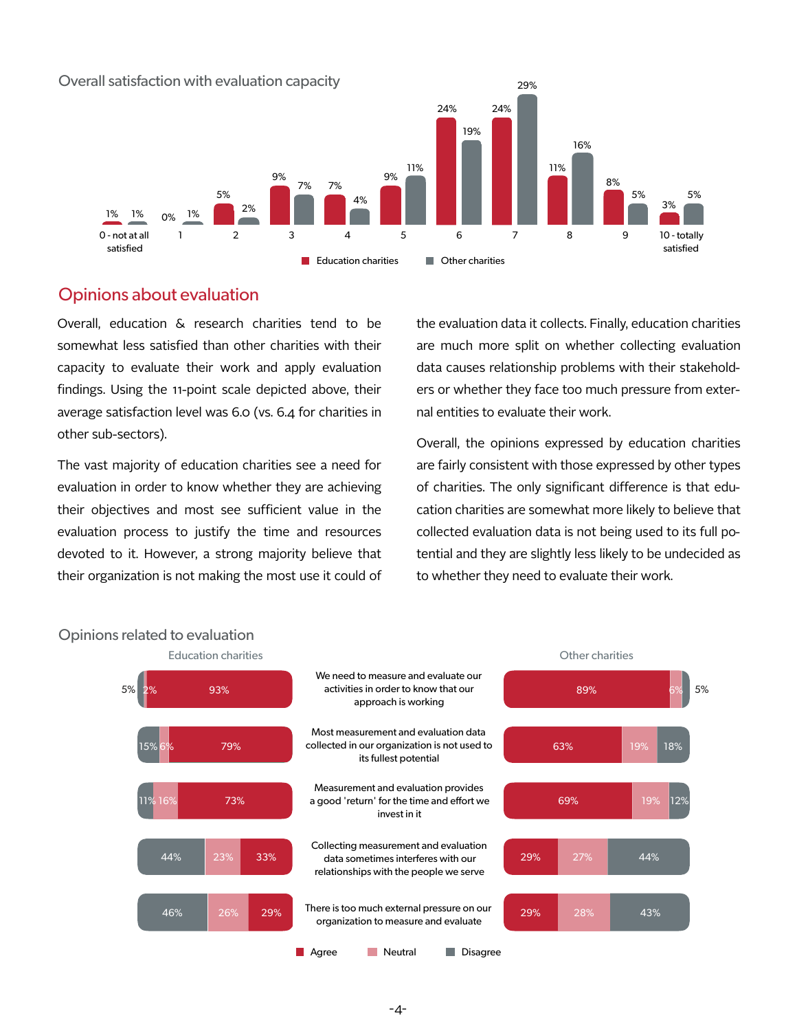## Overall satisfaction with evaluation capacity

| Rating | Education charities | Other charities |
|---|---|---|
| 0 - not at all satisfied | 1% | 1% |
| 1 | 0% | 1% |
| 2 | 5% | 2% |
| 3 | 9% | 7% |
| 4 | 7% | 4% |
| 5 | 9% | 11% |
| 6 | 24% | 19% |
| 7 | 24% | 29% |
| 8 | 11% | 16% |
| 9 | 8% | 5% |
| 10 - totally satisfied | 3% | 5% |

## Opinions about evaluation

Overall, education & research charities tend to be somewhat less satisfied than other charities with their capacity to evaluate their work and apply evaluation findings. Using the 11-point scale depicted above, their average satisfaction level was 6.0 (vs. 6.4 for charities in other sub-sectors).

The vast majority of education charities see a need for evaluation in order to know whether they are achieving their objectives and most see sufficient value in the evaluation process to justify the time and resources devoted to it. However, a strong majority believe that their organization is not making the most use it could of the evaluation data it collects. Finally, education charities are much more split on whether collecting evaluation data causes relationship problems with their stakeholders or whether they face too much pressure from external entities to evaluate their work.

Overall, the opinions expressed by education charities are fairly consistent with those expressed by other types of charities. The only significant difference is that education charities are somewhat more likely to believe that collected evaluation data is not being used to its full potential and they are slightly less likely to be undecided as to whether they need to evaluate their work.

## Opinions related to evaluation

| Statement | Education charities: Agree | Education charities: Neutral | Education charities: Disagree | Other charities: Agree | Other charities: Neutral | Other charities: Disagree |
|---|---|---|---|---|---|---|
| We need to measure and evaluate our activities in order to know that our approach is working | 93% | 2% | 5% | 89% | 6% | 5% |
| Most measurement and evaluation data collected in our organization is not used to its fullest potential | 79% | 6% | 15% | 63% | 19% | 18% |
| Measurement and evaluation provides a good 'return' for the time and effort we invest in it | 73% | 16% | 11% | 69% | 19% | 12% |
| Collecting measurement and evaluation data sometimes interferes with our relationships with the people we serve | 33% | 23% | 44% | 29% | 27% | 44% |
| There is too much external pressure on our organization to measure and evaluate | 29% | 26% | 46% | 29% | 28% | 43% |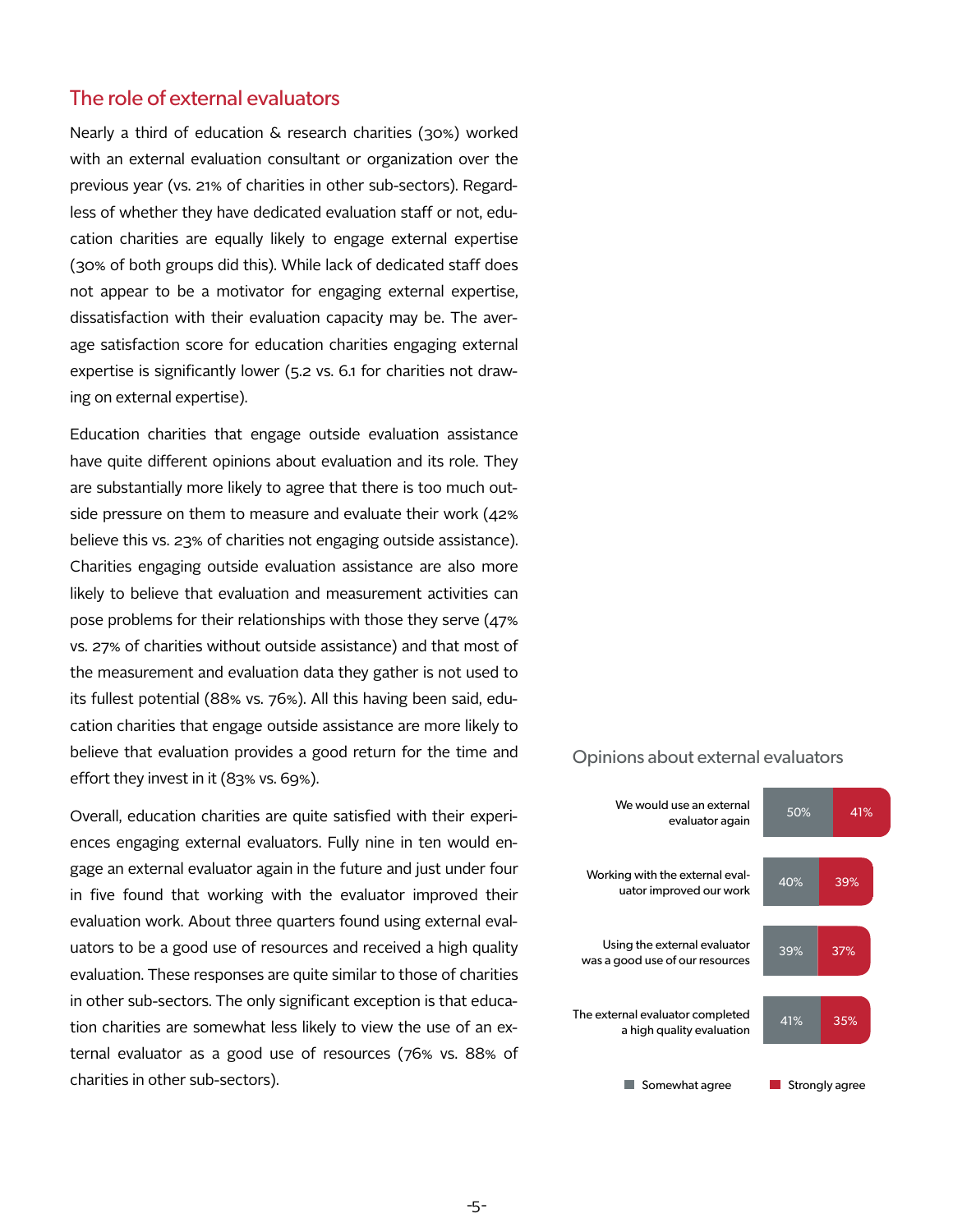## The role of external evaluators

Nearly a third of education & research charities (30%) worked with an external evaluation consultant or organization over the previous year (vs. 21% of charities in other sub-sectors). Regardless of whether they have dedicated evaluation staff or not, education charities are equally likely to engage external expertise (30% of both groups did this). While lack of dedicated staff does not appear to be a motivator for engaging external expertise, dissatisfaction with their evaluation capacity may be. The average satisfaction score for education charities engaging external expertise is significantly lower (5.2 vs. 6.1 for charities not drawing on external expertise).

Education charities that engage outside evaluation assistance have quite different opinions about evaluation and its role. They are substantially more likely to agree that there is too much outside pressure on them to measure and evaluate their work (42% believe this vs. 23% of charities not engaging outside assistance). Charities engaging outside evaluation assistance are also more likely to believe that evaluation and measurement activities can pose problems for their relationships with those they serve (47% vs. 27% of charities without outside assistance) and that most of the measurement and evaluation data they gather is not used to its fullest potential (88% vs. 76%). All this having been said, education charities that engage outside assistance are more likely to believe that evaluation provides a good return for the time and effort they invest in it (83% vs. 69%).

Overall, education charities are quite satisfied with their experiences engaging external evaluators. Fully nine in ten would engage an external evaluator again in the future and just under four in five found that working with the evaluator improved their evaluation work. About three quarters found using external evaluators to be a good use of resources and received a high quality evaluation. These responses are quite similar to those of charities in other sub-sectors. The only significant exception is that education charities are somewhat less likely to view the use of an external evaluator as a good use of resources (76% vs. 88% of charities in other sub-sectors).

### Opinions about external evaluators

| | Somewhat agree | Strongly agree |
|---|---|---|
| We would use an external evaluator again | 50% | 41% |
| Working with the external evaluator improved our work | 40% | 39% |
| Using the external evaluator was a good use of our resources | 39% | 37% |
| The external evaluator completed a high quality evaluation | 41% | 35% |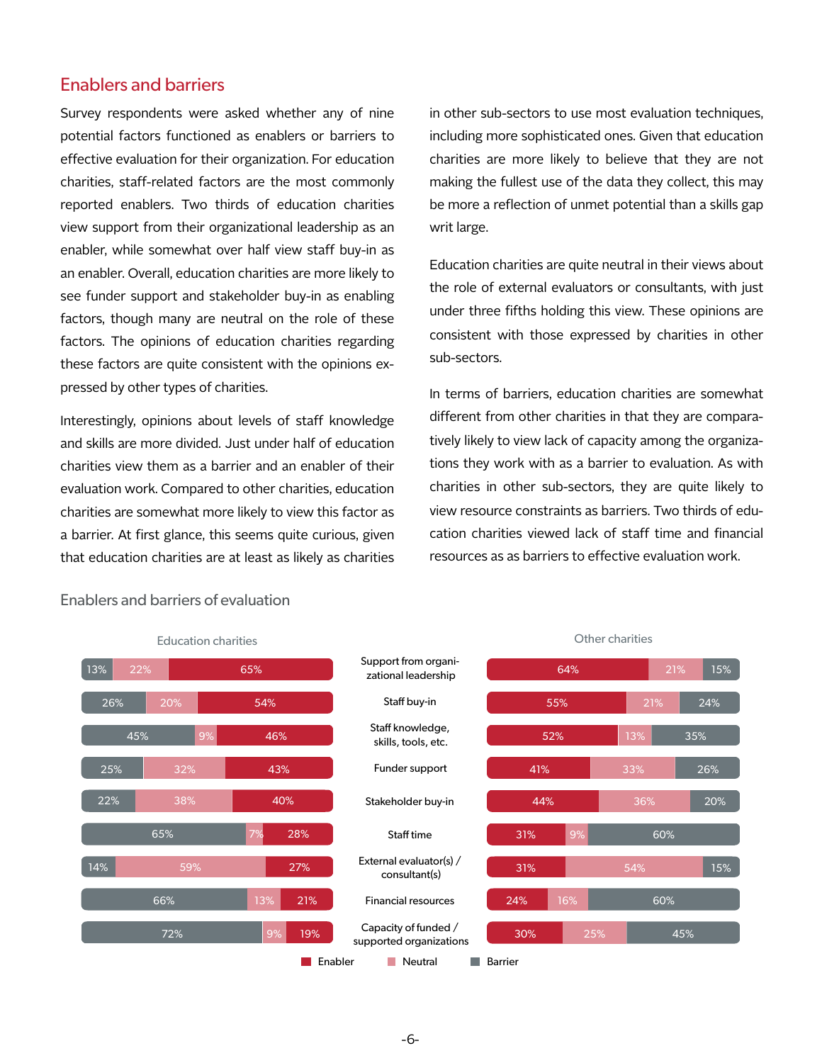## Enablers and barriers

Survey respondents were asked whether any of nine potential factors functioned as enablers or barriers to effective evaluation for their organization. For education charities, staff-related factors are the most commonly reported enablers. Two thirds of education charities view support from their organizational leadership as an enabler, while somewhat over half view staff buy-in as an enabler. Overall, education charities are more likely to see funder support and stakeholder buy-in as enabling factors, though many are neutral on the role of these factors. The opinions of education charities regarding these factors are quite consistent with the opinions expressed by other types of charities.

Interestingly, opinions about levels of staff knowledge and skills are more divided. Just under half of education charities view them as a barrier and an enabler of their evaluation work. Compared to other charities, education charities are somewhat more likely to view this factor as a barrier. At first glance, this seems quite curious, given that education charities are at least as likely as charities in other sub-sectors to use most evaluation techniques, including more sophisticated ones. Given that education charities are more likely to believe that they are not making the fullest use of the data they collect, this may be more a reflection of unmet potential than a skills gap writ large.

Education charities are quite neutral in their views about the role of external evaluators or consultants, with just under three fifths holding this view. These opinions are consistent with those expressed by charities in other sub-sectors.

In terms of barriers, education charities are somewhat different from other charities in that they are comparatively likely to view lack of capacity among the organizations they work with as a barrier to evaluation. As with charities in other sub-sectors, they are quite likely to view resource constraints as barriers. Two thirds of education charities viewed lack of staff time and financial resources as as barriers to effective evaluation work.

### Enablers and barriers of evaluation

| Factor | Education charities: Barrier | Education charities: Neutral | Education charities: Enabler | Other charities: Enabler | Other charities: Neutral | Other charities: Barrier |
|---|---|---|---|---|---|---|
| Support from organizational leadership | 13% | 22% | 65% | 64% | 21% | 15% |
| Staff buy-in | 26% | 20% | 54% | 55% | 21% | 24% |
| Staff knowledge, skills, tools, etc. | 45% | 9% | 46% | 52% | 13% | 35% |
| Funder support | 25% | 32% | 43% | 41% | 33% | 26% |
| Stakeholder buy-in | 22% | 38% | 40% | 44% | 36% | 20% |
| Staff time | 65% | 7% | 28% | 31% | 9% | 60% |
| External evaluator(s) / consultant(s) | 14% | 59% | 27% | 31% | 54% | 15% |
| Financial resources | 66% | 13% | 21% | 24% | 16% | 60% |
| Capacity of funded / supported organizations | 72% | 9% | 19% | 30% | 25% | 45% |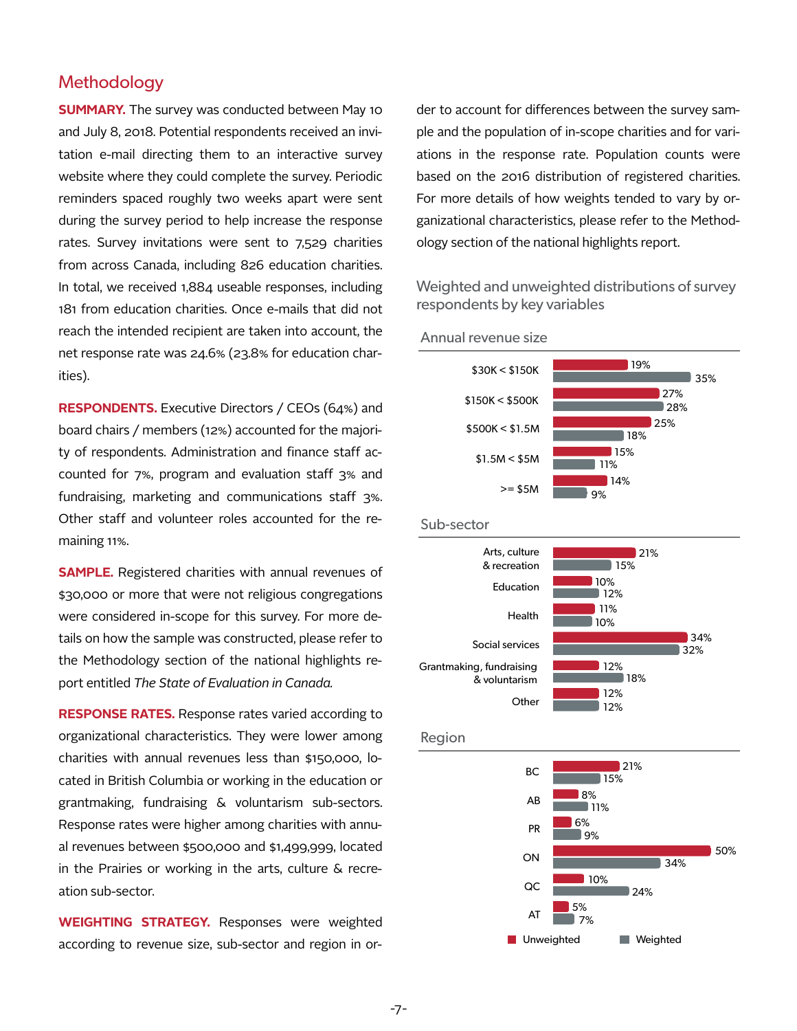## Methodology

**SUMMARY.** The survey was conducted between May 10 and July 8, 2018. Potential respondents received an invitation e-mail directing them to an interactive survey website where they could complete the survey. Periodic reminders spaced roughly two weeks apart were sent during the survey period to help increase the response rates. Survey invitations were sent to 7,529 charities from across Canada, including 826 education charities. In total, we received 1,884 useable responses, including 181 from education charities. Once e-mails that did not reach the intended recipient are taken into account, the net response rate was 24.6% (23.8% for education charities).

**RESPONDENTS.** Executive Directors / CEOs (64%) and board chairs / members (12%) accounted for the majority of respondents. Administration and finance staff accounted for 7%, program and evaluation staff 3% and fundraising, marketing and communications staff 3%. Other staff and volunteer roles accounted for the remaining 11%.

**SAMPLE.** Registered charities with annual revenues of $30,000 or more that were not religious congregations were considered in-scope for this survey. For more details on how the sample was constructed, please refer to the Methodology section of the national highlights report entitled *The State of Evaluation in Canada.*

**RESPONSE RATES.** Response rates varied according to organizational characteristics. They were lower among charities with annual revenues less than $150,000, located in British Columbia or working in the education or grantmaking, fundraising & voluntarism sub-sectors. Response rates were higher among charities with annual revenues between $500,000 and $1,499,999, located in the Prairies or working in the arts, culture & recreation sub-sector.

**WEIGHTING STRATEGY.** Responses were weighted according to revenue size, sub-sector and region in order to account for differences between the survey sample and the population of in-scope charities and for variations in the response rate. Population counts were based on the 2016 distribution of registered charities. For more details of how weights tended to vary by organizational characteristics, please refer to the Methodology section of the national highlights report.

### Weighted and unweighted distributions of survey respondents by key variables

**Annual revenue size**

| | Unweighted | Weighted |
|---|---|---|
| $30K < $150K | 19% | 35% |
| $150K < $500K | 27% | 28% |
| $500K < $1.5M | 25% | 18% |
| $1.5M < $5M | 15% | 11% |
| >= $5M | 14% | 9% |

**Sub-sector**

| | Unweighted | Weighted |
|---|---|---|
| Arts, culture & recreation | 21% | 15% |
| Education | 10% | 12% |
| Health | 11% | 10% |
| Social services | 34% | 32% |
| Grantmaking, fundraising & voluntarism | 12% | 18% |
| Other | 12% | 12% |

**Region**

| | Unweighted | Weighted |
|---|---|---|
| BC | 21% | 15% |
| AB | 8% | 11% |
| PR | 6% | 9% |
| ON | 50% | 34% |
| QC | 10% | 24% |
| AT | 5% | 7% |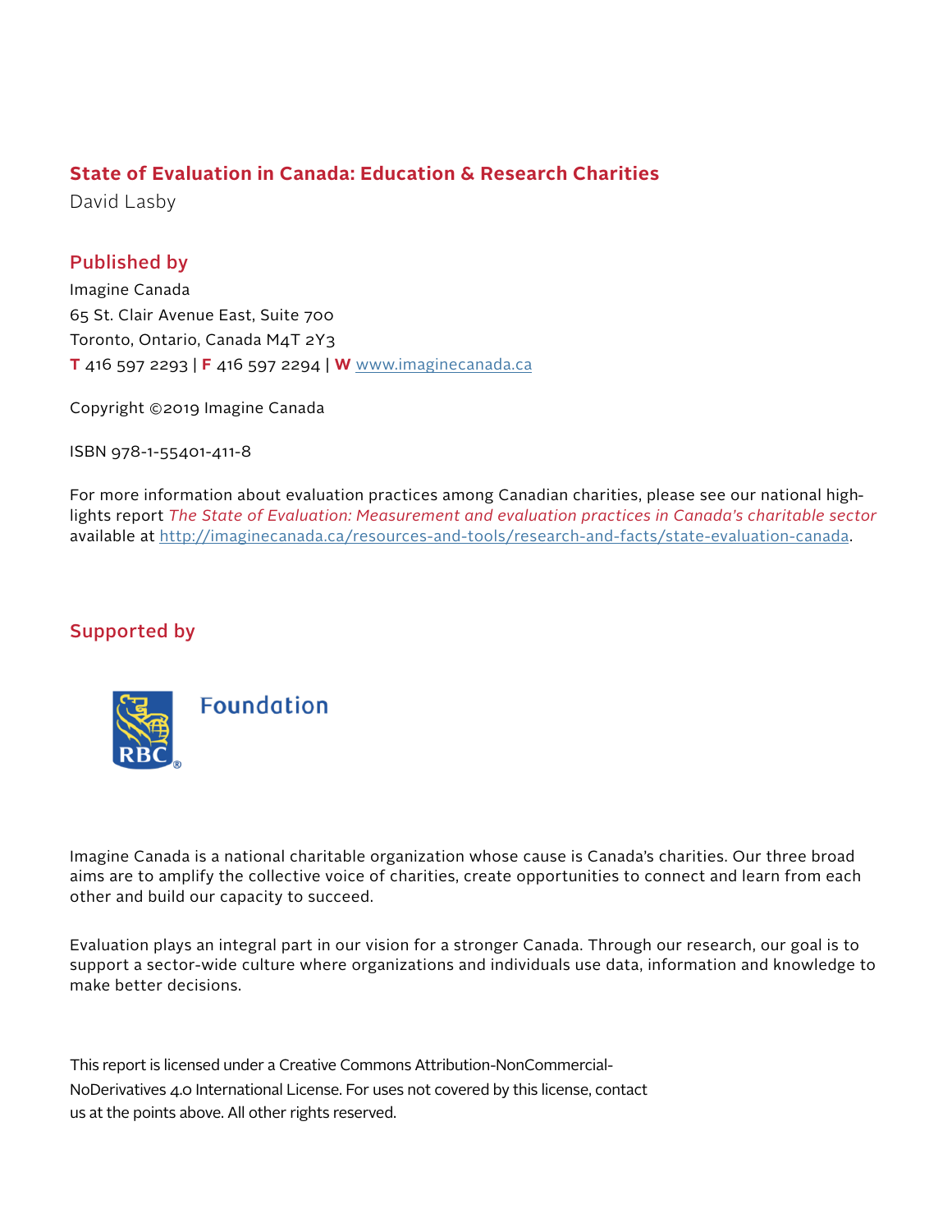**State of Evaluation in Canada: Education & Research Charities**

David Lasby

**Published by**

Imagine Canada
65 St. Clair Avenue East, Suite 700
Toronto, Ontario, Canada M4T 2Y3
**T** 416 597 2293 | **F** 416 597 2294 | **W** www.imaginecanada.ca

Copyright ©2019 Imagine Canada

ISBN 978-1-55401-411-8

For more information about evaluation practices among Canadian charities, please see our national highlights report *The State of Evaluation: Measurement and evaluation practices in Canada's charitable sector* available at http://imaginecanada.ca/resources-and-tools/research-and-facts/state-evaluation-canada.

**Supported by**

RBC Foundation

Imagine Canada is a national charitable organization whose cause is Canada's charities. Our three broad aims are to amplify the collective voice of charities, create opportunities to connect and learn from each other and build our capacity to succeed.

Evaluation plays an integral part in our vision for a stronger Canada. Through our research, our goal is to support a sector-wide culture where organizations and individuals use data, information and knowledge to make better decisions.

This report is licensed under a Creative Commons Attribution-NonCommercial-NoDerivatives 4.0 International License. For uses not covered by this license, contact us at the points above. All other rights reserved.